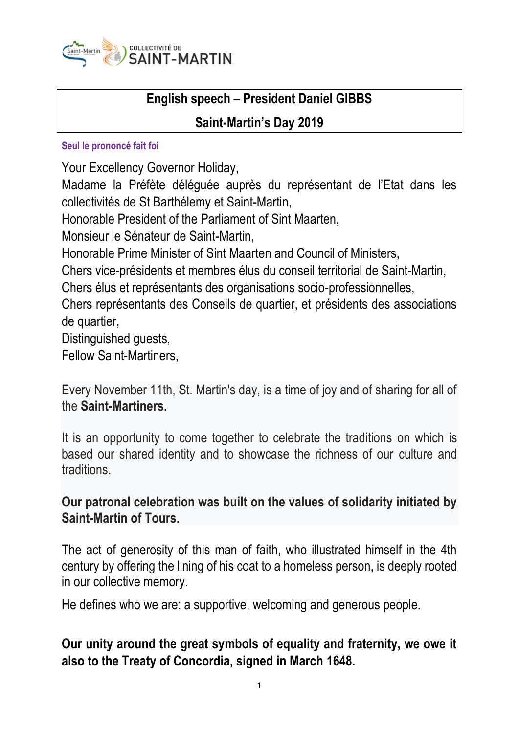COLLECTIVITÉ DE SAINT-MARTIN

**English speech – President Daniel GIBBS**

**Saint-Martin's Day 2019**

Seul le prononcé fait foi

Your Excellency Governor Holiday,
Madame la Préfète déléguée auprès du représentant de l'Etat dans les collectivités de St Barthélemy et Saint-Martin,
Honorable President of the Parliament of Sint Maarten,
Monsieur le Sénateur de Saint-Martin,
Honorable Prime Minister of Sint Maarten and Council of Ministers,
Chers vice-présidents et membres élus du conseil territorial de Saint-Martin,
Chers élus et représentants des organisations socio-professionnelles,
Chers représentants des Conseils de quartier, et présidents des associations de quartier,
Distinguished guests,
Fellow Saint-Martiners,

Every November 11th, St. Martin's day, is a time of joy and of sharing for all of the **Saint-Martiners.**

It is an opportunity to come together to celebrate the traditions on which is based our shared identity and to showcase the richness of our culture and traditions.

**Our patronal celebration was built on the values of solidarity initiated by Saint-Martin of Tours.**

The act of generosity of this man of faith, who illustrated himself in the 4th century by offering the lining of his coat to a homeless person, is deeply rooted in our collective memory.

He defines who we are: a supportive, welcoming and generous people.

**Our unity around the great symbols of equality and fraternity, we owe it also to the Treaty of Concordia, signed in March 1648.**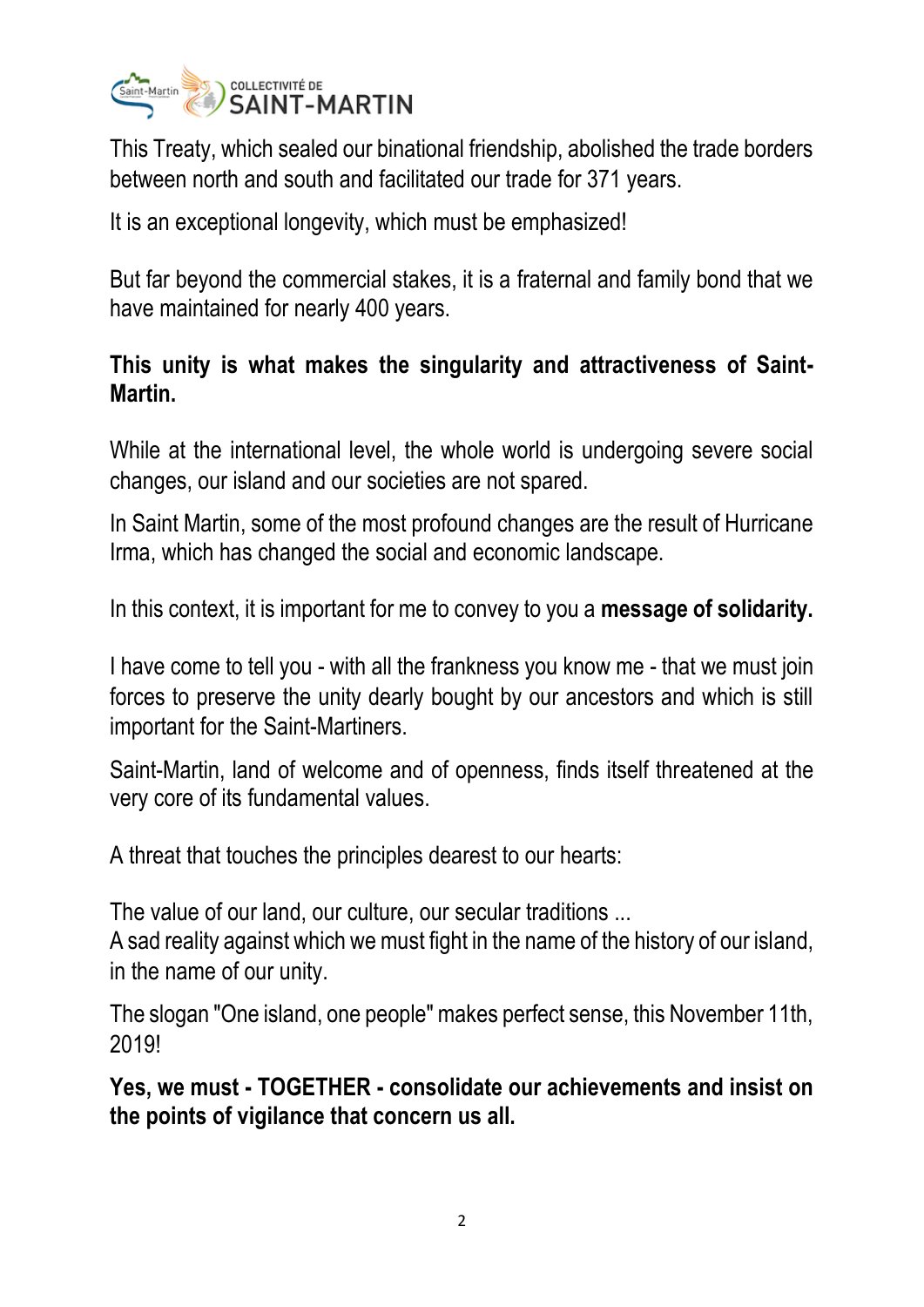This Treaty, which sealed our binational friendship, abolished the trade borders between north and south and facilitated our trade for 371 years.

It is an exceptional longevity, which must be emphasized!

But far beyond the commercial stakes, it is a fraternal and family bond that we have maintained for nearly 400 years.

**This unity is what makes the singularity and attractiveness of Saint-Martin.**

While at the international level, the whole world is undergoing severe social changes, our island and our societies are not spared.

In Saint Martin, some of the most profound changes are the result of Hurricane Irma, which has changed the social and economic landscape.

In this context, it is important for me to convey to you a **message of solidarity.**

I have come to tell you - with all the frankness you know me - that we must join forces to preserve the unity dearly bought by our ancestors and which is still important for the Saint-Martiners.

Saint-Martin, land of welcome and of openness, finds itself threatened at the very core of its fundamental values.

A threat that touches the principles dearest to our hearts:

The value of our land, our culture, our secular traditions ...
A sad reality against which we must fight in the name of the history of our island, in the name of our unity.

The slogan "One island, one people" makes perfect sense, this November 11th, 2019!

**Yes, we must - TOGETHER - consolidate our achievements and insist on the points of vigilance that concern us all.**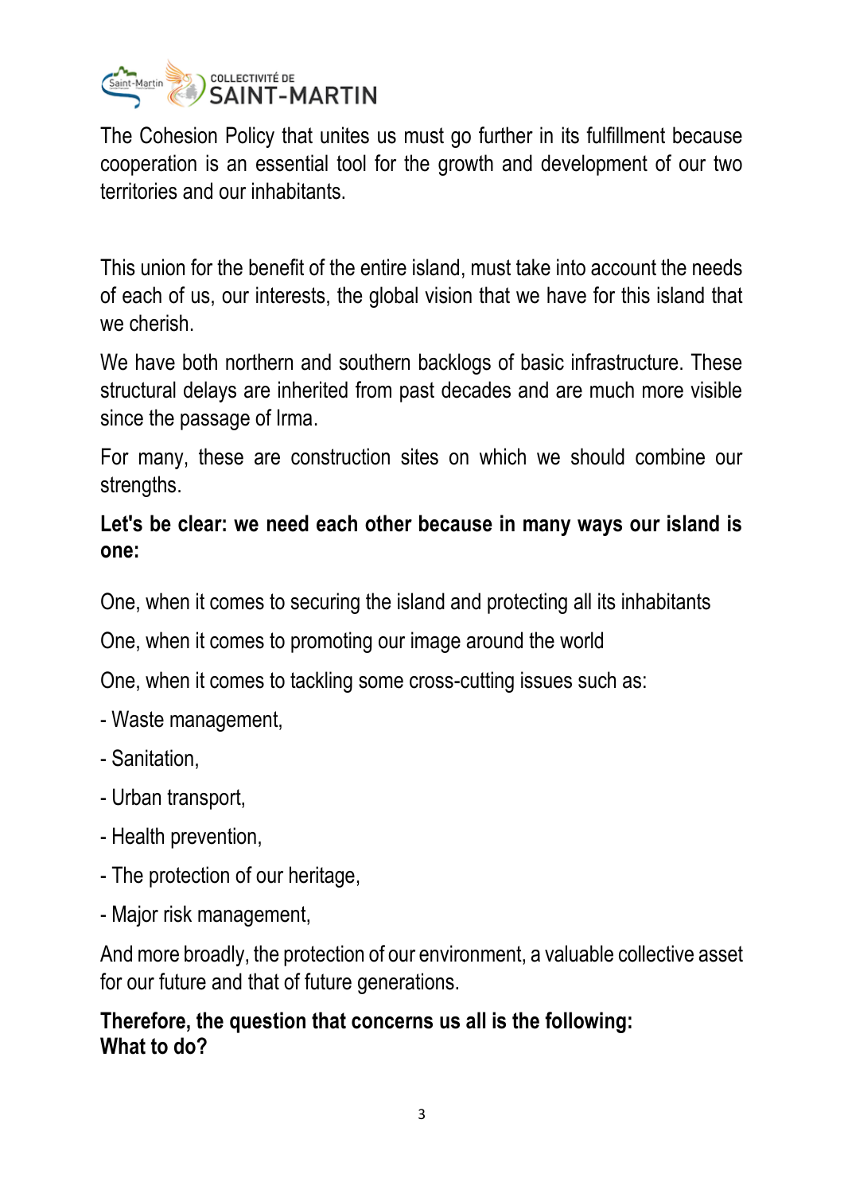The Cohesion Policy that unites us must go further in its fulfillment because cooperation is an essential tool for the growth and development of our two territories and our inhabitants.

This union for the benefit of the entire island, must take into account the needs of each of us, our interests, the global vision that we have for this island that we cherish.

We have both northern and southern backlogs of basic infrastructure. These structural delays are inherited from past decades and are much more visible since the passage of Irma.

For many, these are construction sites on which we should combine our strengths.

**Let's be clear: we need each other because in many ways our island is one:**

One, when it comes to securing the island and protecting all its inhabitants

One, when it comes to promoting our image around the world

One, when it comes to tackling some cross-cutting issues such as:

- Waste management,
- Sanitation,
- Urban transport,
- Health prevention,
- The protection of our heritage,
- Major risk management,

And more broadly, the protection of our environment, a valuable collective asset for our future and that of future generations.

**Therefore, the question that concerns us all is the following:**
**What to do?**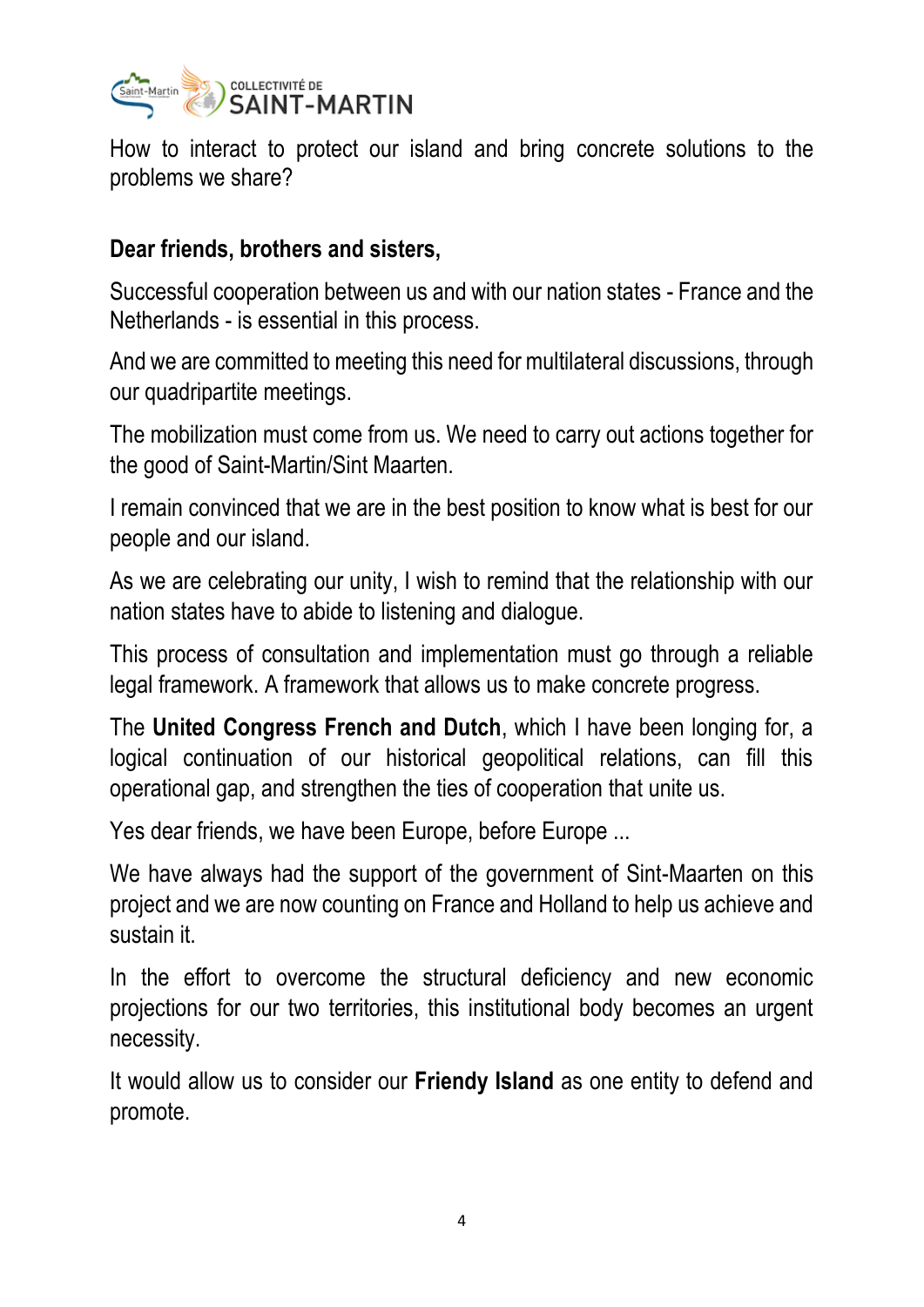How to interact to protect our island and bring concrete solutions to the problems we share?

**Dear friends, brothers and sisters,**

Successful cooperation between us and with our nation states - France and the Netherlands - is essential in this process.

And we are committed to meeting this need for multilateral discussions, through our quadripartite meetings.

The mobilization must come from us. We need to carry out actions together for the good of Saint-Martin/Sint Maarten.

I remain convinced that we are in the best position to know what is best for our people and our island.

As we are celebrating our unity, I wish to remind that the relationship with our nation states have to abide to listening and dialogue.

This process of consultation and implementation must go through a reliable legal framework. A framework that allows us to make concrete progress.

The **United Congress French and Dutch**, which I have been longing for, a logical continuation of our historical geopolitical relations, can fill this operational gap, and strengthen the ties of cooperation that unite us.

Yes dear friends, we have been Europe, before Europe ...

We have always had the support of the government of Sint-Maarten on this project and we are now counting on France and Holland to help us achieve and sustain it.

In the effort to overcome the structural deficiency and new economic projections for our two territories, this institutional body becomes an urgent necessity.

It would allow us to consider our **Friendy Island** as one entity to defend and promote.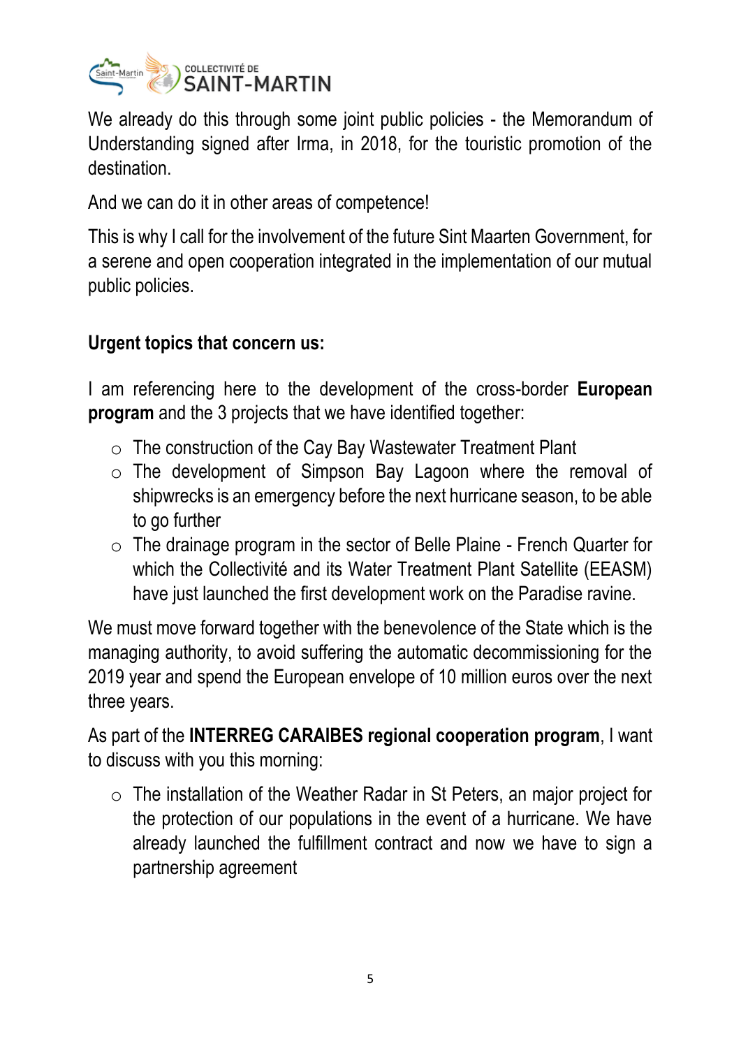We already do this through some joint public policies - the Memorandum of Understanding signed after Irma, in 2018, for the touristic promotion of the destination.

And we can do it in other areas of competence!

This is why I call for the involvement of the future Sint Maarten Government, for a serene and open cooperation integrated in the implementation of our mutual public policies.

**Urgent topics that concern us:**

I am referencing here to the development of the cross-border **European program** and the 3 projects that we have identified together:

- The construction of the Cay Bay Wastewater Treatment Plant
- The development of Simpson Bay Lagoon where the removal of shipwrecks is an emergency before the next hurricane season, to be able to go further
- The drainage program in the sector of Belle Plaine - French Quarter for which the Collectivité and its Water Treatment Plant Satellite (EEASM) have just launched the first development work on the Paradise ravine.

We must move forward together with the benevolence of the State which is the managing authority, to avoid suffering the automatic decommissioning for the 2019 year and spend the European envelope of 10 million euros over the next three years.

As part of the **INTERREG CARAIBES regional cooperation program**, I want to discuss with you this morning:

- The installation of the Weather Radar in St Peters, an major project for the protection of our populations in the event of a hurricane. We have already launched the fulfillment contract and now we have to sign a partnership agreement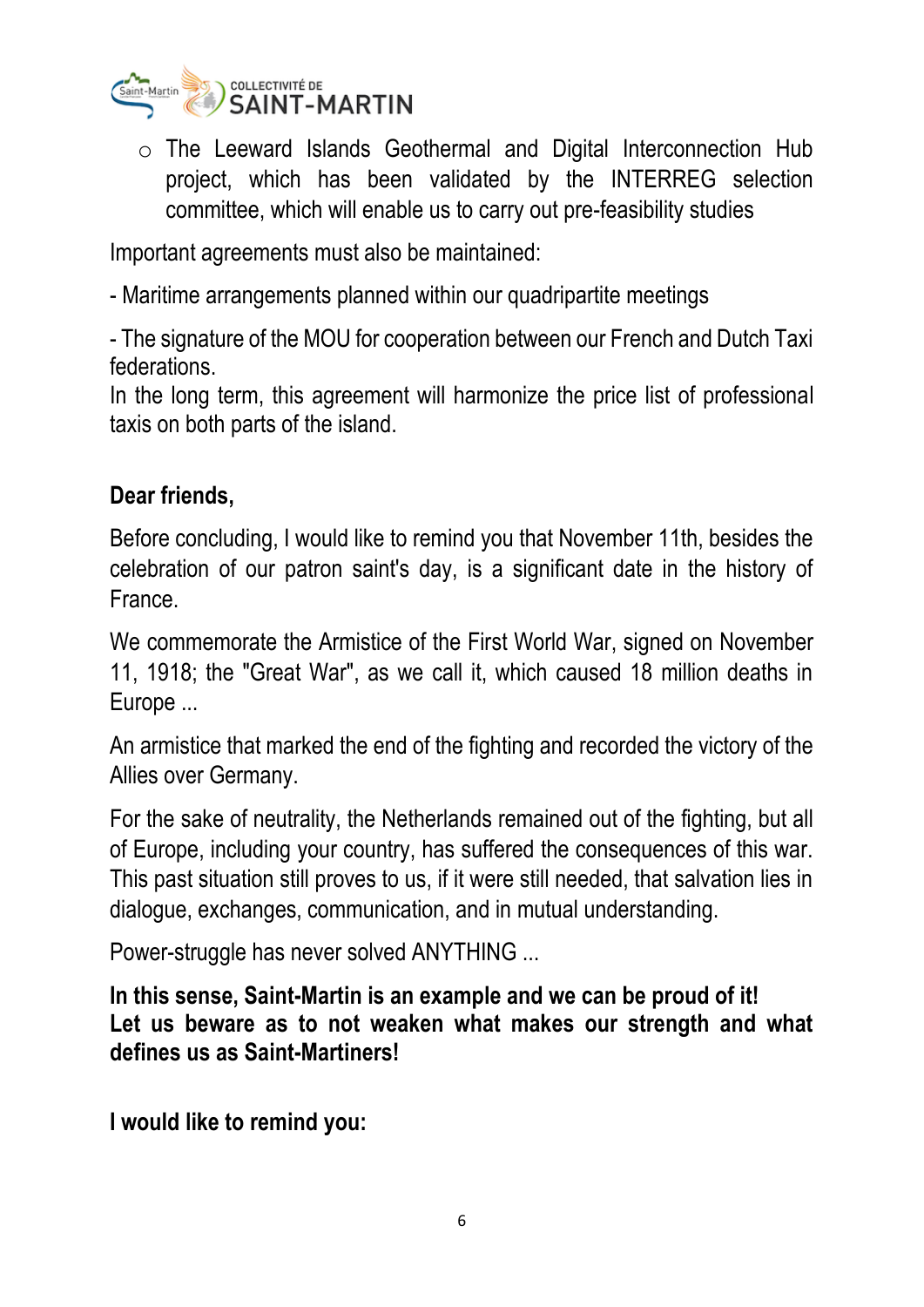- The Leeward Islands Geothermal and Digital Interconnection Hub project, which has been validated by the INTERREG selection committee, which will enable us to carry out pre-feasibility studies

Important agreements must also be maintained:

- Maritime arrangements planned within our quadripartite meetings

- The signature of the MOU for cooperation between our French and Dutch Taxi federations.
In the long term, this agreement will harmonize the price list of professional taxis on both parts of the island.

**Dear friends,**

Before concluding, I would like to remind you that November 11th, besides the celebration of our patron saint's day, is a significant date in the history of France.

We commemorate the Armistice of the First World War, signed on November 11, 1918; the "Great War", as we call it, which caused 18 million deaths in Europe ...

An armistice that marked the end of the fighting and recorded the victory of the Allies over Germany.

For the sake of neutrality, the Netherlands remained out of the fighting, but all of Europe, including your country, has suffered the consequences of this war. This past situation still proves to us, if it were still needed, that salvation lies in dialogue, exchanges, communication, and in mutual understanding.

Power-struggle has never solved ANYTHING ...

**In this sense, Saint-Martin is an example and we can be proud of it!**
**Let us beware as to not weaken what makes our strength and what defines us as Saint-Martiners!**

**I would like to remind you:**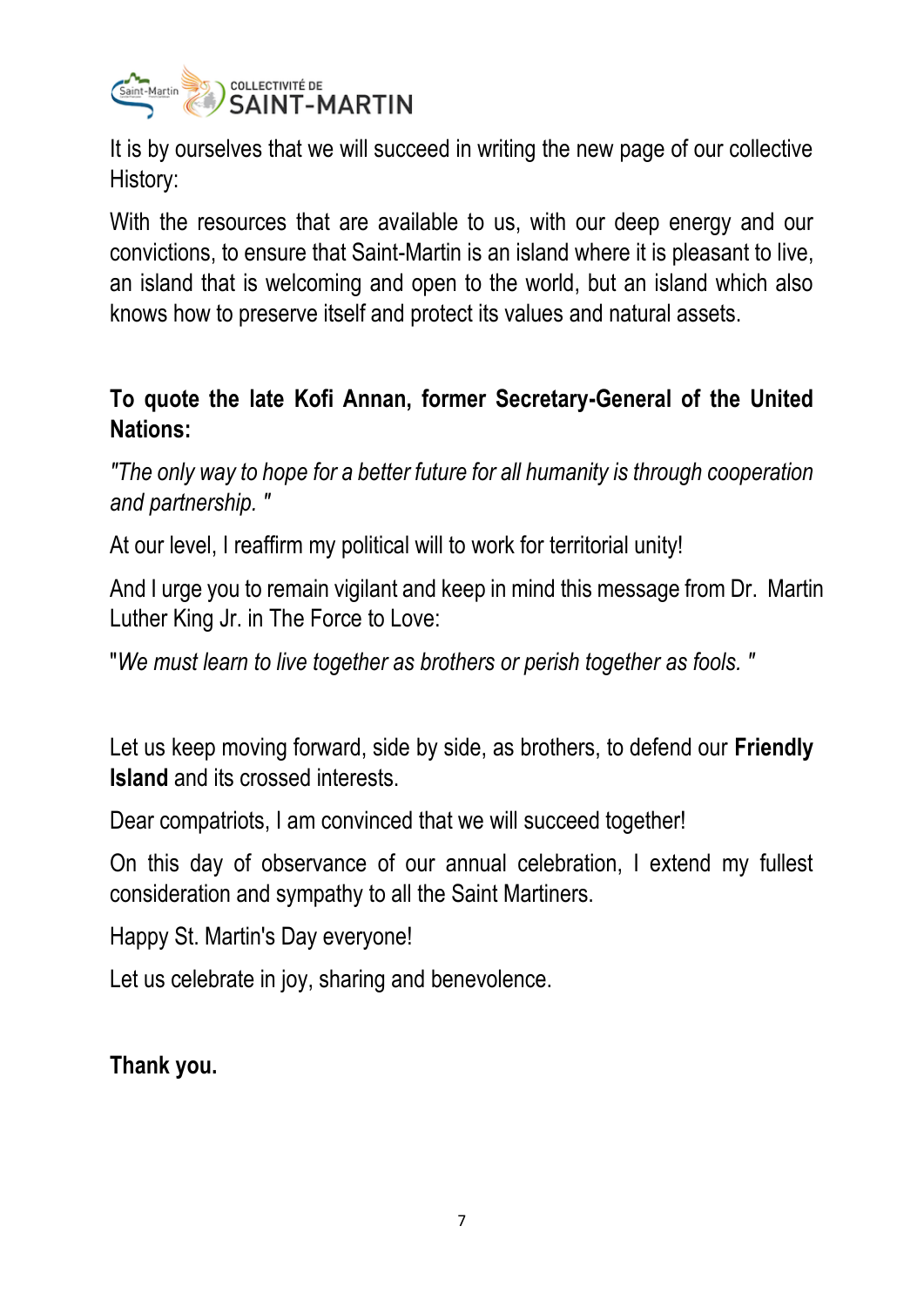It is by ourselves that we will succeed in writing the new page of our collective History:

With the resources that are available to us, with our deep energy and our convictions, to ensure that Saint-Martin is an island where it is pleasant to live, an island that is welcoming and open to the world, but an island which also knows how to preserve itself and protect its values and natural assets.

**To quote the late Kofi Annan, former Secretary-General of the United Nations:**

*"The only way to hope for a better future for all humanity is through cooperation and partnership. "*

At our level, I reaffirm my political will to work for territorial unity!

And I urge you to remain vigilant and keep in mind this message from Dr. Martin Luther King Jr. in The Force to Love:

"*We must learn to live together as brothers or perish together as fools. "*

Let us keep moving forward, side by side, as brothers, to defend our **Friendly Island** and its crossed interests.

Dear compatriots, I am convinced that we will succeed together!

On this day of observance of our annual celebration, I extend my fullest consideration and sympathy to all the Saint Martiners.

Happy St. Martin's Day everyone!

Let us celebrate in joy, sharing and benevolence.

**Thank you.**